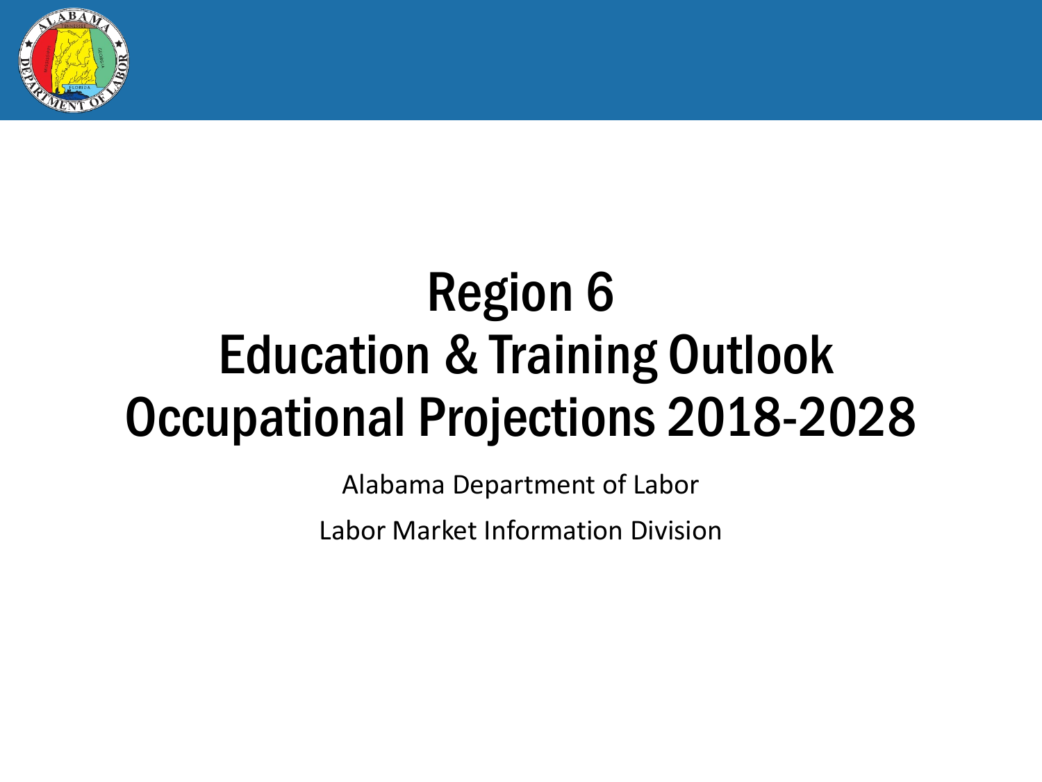# Region 6
# Education & Training Outlook
# Occupational Projections 2018-2028

Alabama Department of Labor

Labor Market Information Division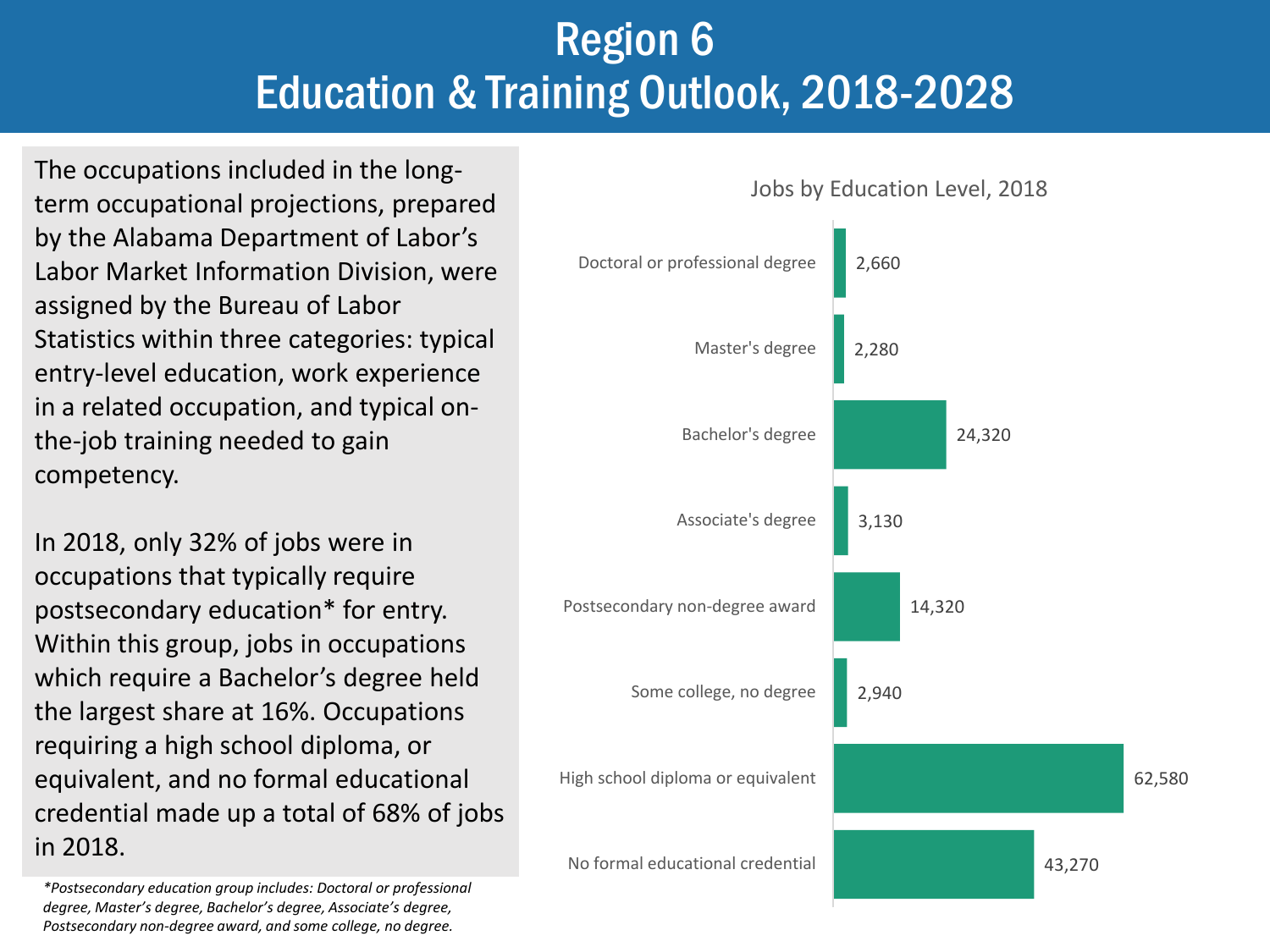# Region 6
# Education & Training Outlook, 2018-2028

The occupations included in the long-term occupational projections, prepared by the Alabama Department of Labor's Labor Market Information Division, were assigned by the Bureau of Labor Statistics within three categories: typical entry-level education, work experience in a related occupation, and typical on-the-job training needed to gain competency.

In 2018, only 32% of jobs were in occupations that typically require postsecondary education* for entry. Within this group, jobs in occupations which require a Bachelor's degree held the largest share at 16%. Occupations requiring a high school diploma, or equivalent, and no formal educational credential made up a total of 68% of jobs in 2018.

*\*Postsecondary education group includes: Doctoral or professional degree, Master's degree, Bachelor's degree, Associate's degree, Postsecondary non-degree award, and some college, no degree.*

**Jobs by Education Level, 2018**

| Education Level | Jobs |
|---|---|
| Doctoral or professional degree | 2,660 |
| Master's degree | 2,280 |
| Bachelor's degree | 24,320 |
| Associate's degree | 3,130 |
| Postsecondary non-degree award | 14,320 |
| Some college, no degree | 2,940 |
| High school diploma or equivalent | 62,580 |
| No formal educational credential | 43,270 |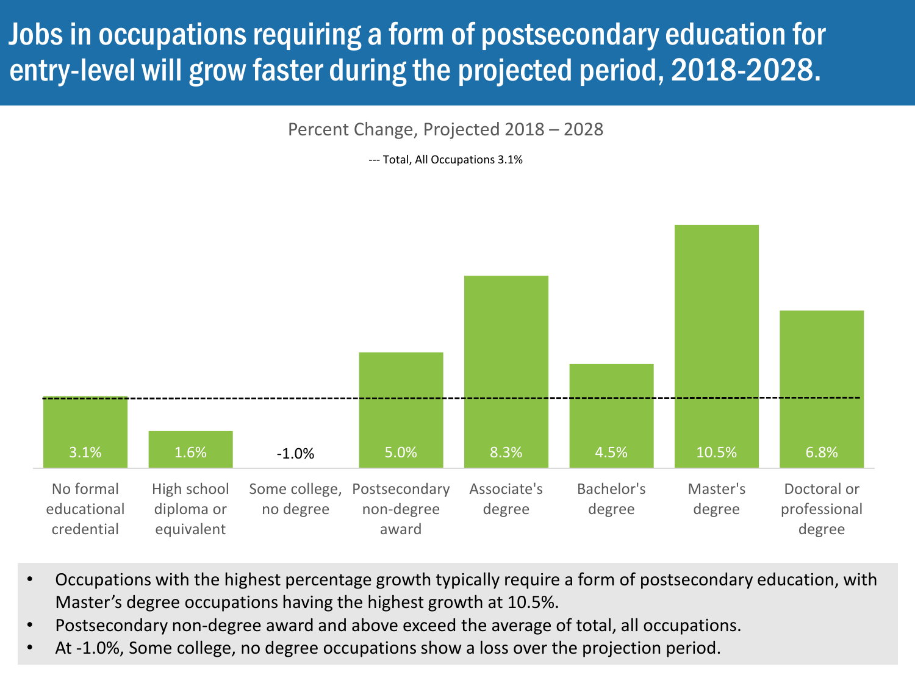# Jobs in occupations requiring a form of postsecondary education for entry-level will grow faster during the projected period, 2018-2028.

Percent Change, Projected 2018 – 2028

--- Total, All Occupations 3.1%

| Education level | Percent Change |
|---|---|
| No formal educational credential | 3.1% |
| High school diploma or equivalent | 1.6% |
| Some college, no degree | -1.0% |
| Postsecondary non-degree award | 5.0% |
| Associate's degree | 8.3% |
| Bachelor's degree | 4.5% |
| Master's degree | 10.5% |
| Doctoral or professional degree | 6.8% |

- Occupations with the highest percentage growth typically require a form of postsecondary education, with Master's degree occupations having the highest growth at 10.5%.
- Postsecondary non-degree award and above exceed the average of total, all occupations.
- At -1.0%, Some college, no degree occupations show a loss over the projection period.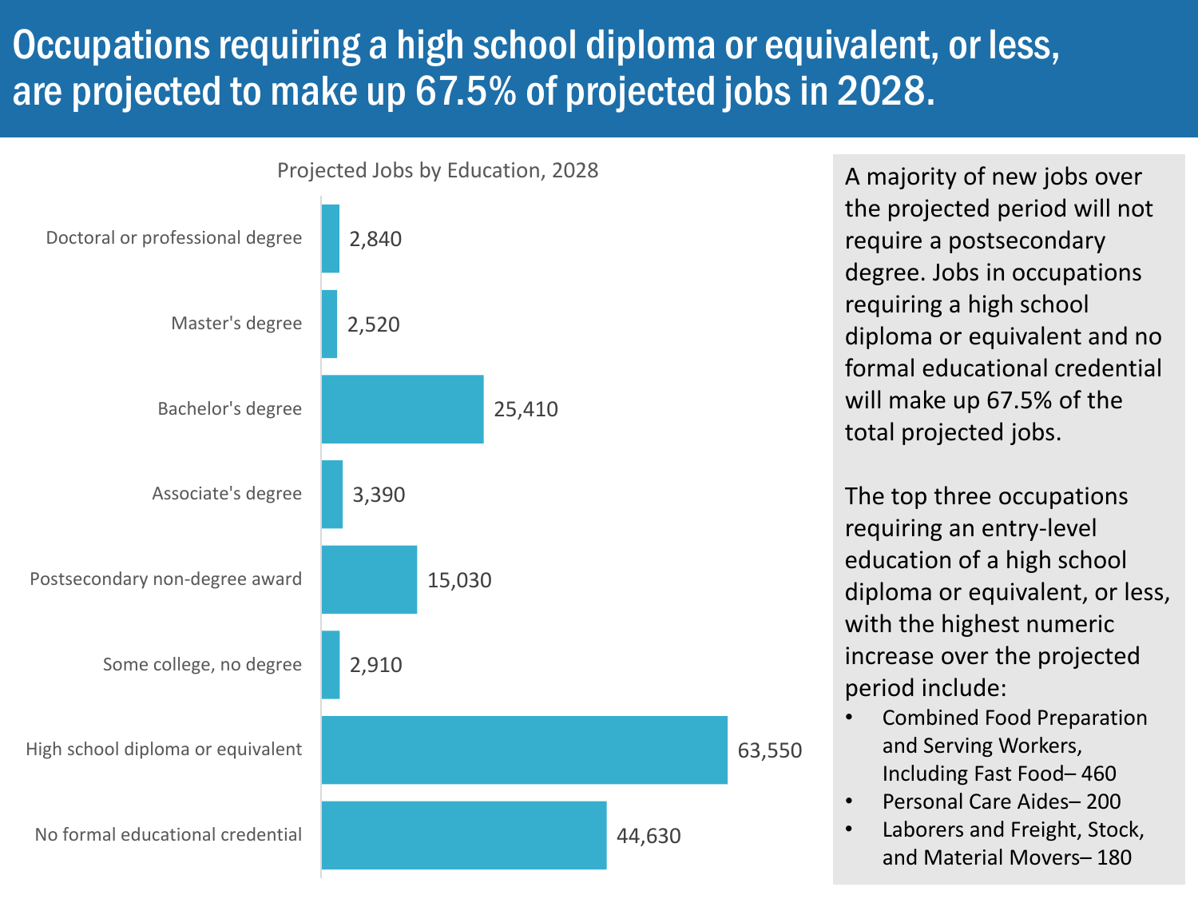# Occupations requiring a high school diploma or equivalent, or less, are projected to make up 67.5% of projected jobs in 2028.

Projected Jobs by Education, 2028

| Education | Projected Jobs |
| --- | --- |
| Doctoral or professional degree | 2,840 |
| Master's degree | 2,520 |
| Bachelor's degree | 25,410 |
| Associate's degree | 3,390 |
| Postsecondary non-degree award | 15,030 |
| Some college, no degree | 2,910 |
| High school diploma or equivalent | 63,550 |
| No formal educational credential | 44,630 |

A majority of new jobs over the projected period will not require a postsecondary degree. Jobs in occupations requiring a high school diploma or equivalent and no formal educational credential will make up 67.5% of the total projected jobs.

The top three occupations requiring an entry-level education of a high school diploma or equivalent, or less, with the highest numeric increase over the projected period include:

- Combined Food Preparation and Serving Workers, Including Fast Food– 460
- Personal Care Aides– 200
- Laborers and Freight, Stock, and Material Movers– 180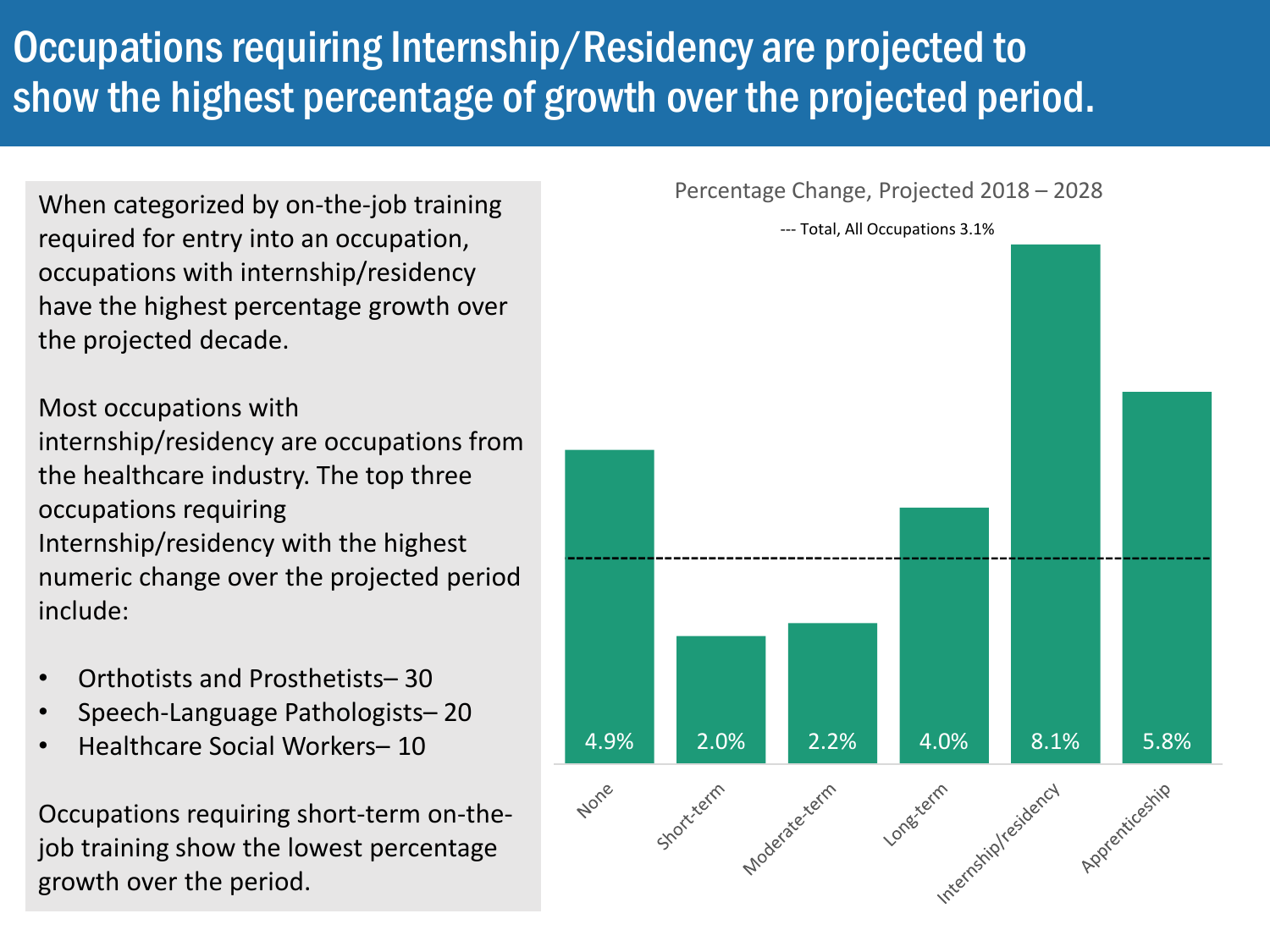# Occupations requiring Internship/Residency are projected to show the highest percentage of growth over the projected period.

When categorized by on-the-job training required for entry into an occupation, occupations with internship/residency have the highest percentage growth over the projected decade.

Most occupations with internship/residency are occupations from the healthcare industry. The top three occupations requiring Internship/residency with the highest numeric change over the projected period include:

- Orthotists and Prosthetists– 30
- Speech-Language Pathologists– 20
- Healthcare Social Workers– 10

Occupations requiring short-term on-the-job training show the lowest percentage growth over the period.

Percentage Change, Projected 2018 – 2028

--- Total, All Occupations 3.1%

| Training | Percentage Change |
| --- | --- |
| None | 4.9% |
| Short-term | 2.0% |
| Moderate-term | 2.2% |
| Long-term | 4.0% |
| Internship/residency | 8.1% |
| Apprenticeship | 5.8% |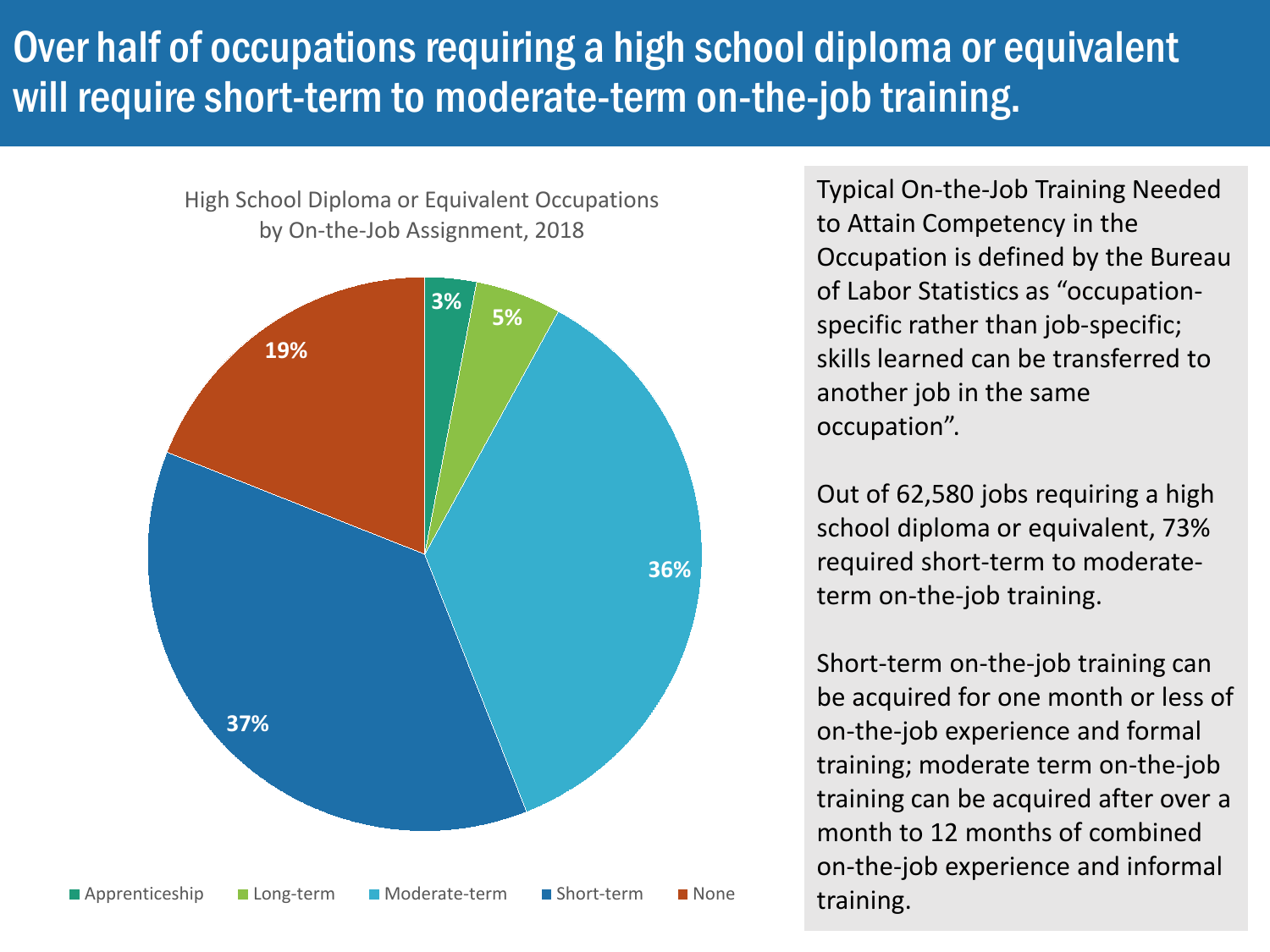# Over half of occupations requiring a high school diploma or equivalent will require short-term to moderate-term on-the-job training.

High School Diploma or Equivalent Occupations by On-the-Job Assignment, 2018

| Category | Percent |
| --- | --- |
| Apprenticeship | 3% |
| Long-term | 5% |
| Moderate-term | 36% |
| Short-term | 37% |
| None | 19% |

Typical On-the-Job Training Needed to Attain Competency in the Occupation is defined by the Bureau of Labor Statistics as "occupation-specific rather than job-specific; skills learned can be transferred to another job in the same occupation".

Out of 62,580 jobs requiring a high school diploma or equivalent, 73% required short-term to moderate-term on-the-job training.

Short-term on-the-job training can be acquired for one month or less of on-the-job experience and formal training; moderate term on-the-job training can be acquired after over a month to 12 months of combined on-the-job experience and informal training.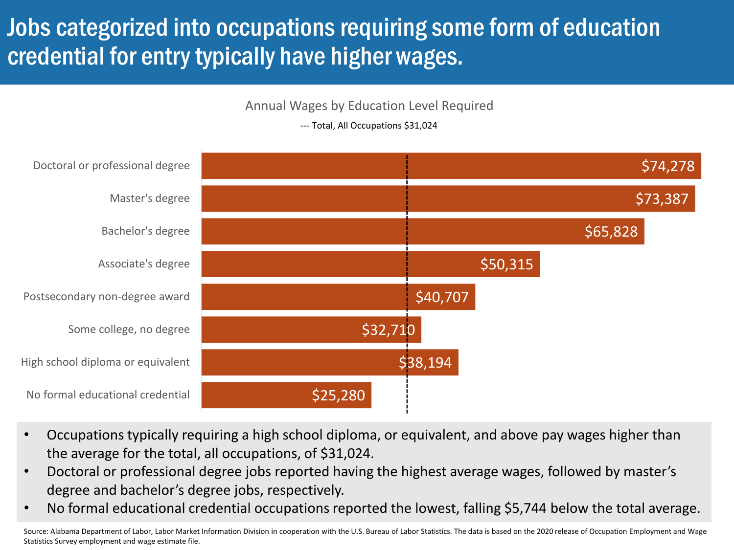# Jobs categorized into occupations requiring some form of education credential for entry typically have higher wages.

**Annual Wages by Education Level Required**

--- Total, All Occupations $31,024

| Education Level Required | Annual Wages |
|---|---|
| Doctoral or professional degree | $74,278 |
| Master's degree | $73,387 |
| Bachelor's degree | $65,828 |
| Associate's degree | $50,315 |
| Postsecondary non-degree award | $40,707 |
| Some college, no degree | $32,710 |
| High school diploma or equivalent | $38,194 |
| No formal educational credential | $25,280 |

- Occupations typically requiring a high school diploma, or equivalent, and above pay wages higher than the average for the total, all occupations, of $31,024.
- Doctoral or professional degree jobs reported having the highest average wages, followed by master's degree and bachelor's degree jobs, respectively.
- No formal educational credential occupations reported the lowest, falling $5,744 below the total average.

Source: Alabama Department of Labor, Labor Market Information Division in cooperation with the U.S. Bureau of Labor Statistics. The data is based on the 2020 release of Occupation Employment and Wage Statistics Survey employment and wage estimate file.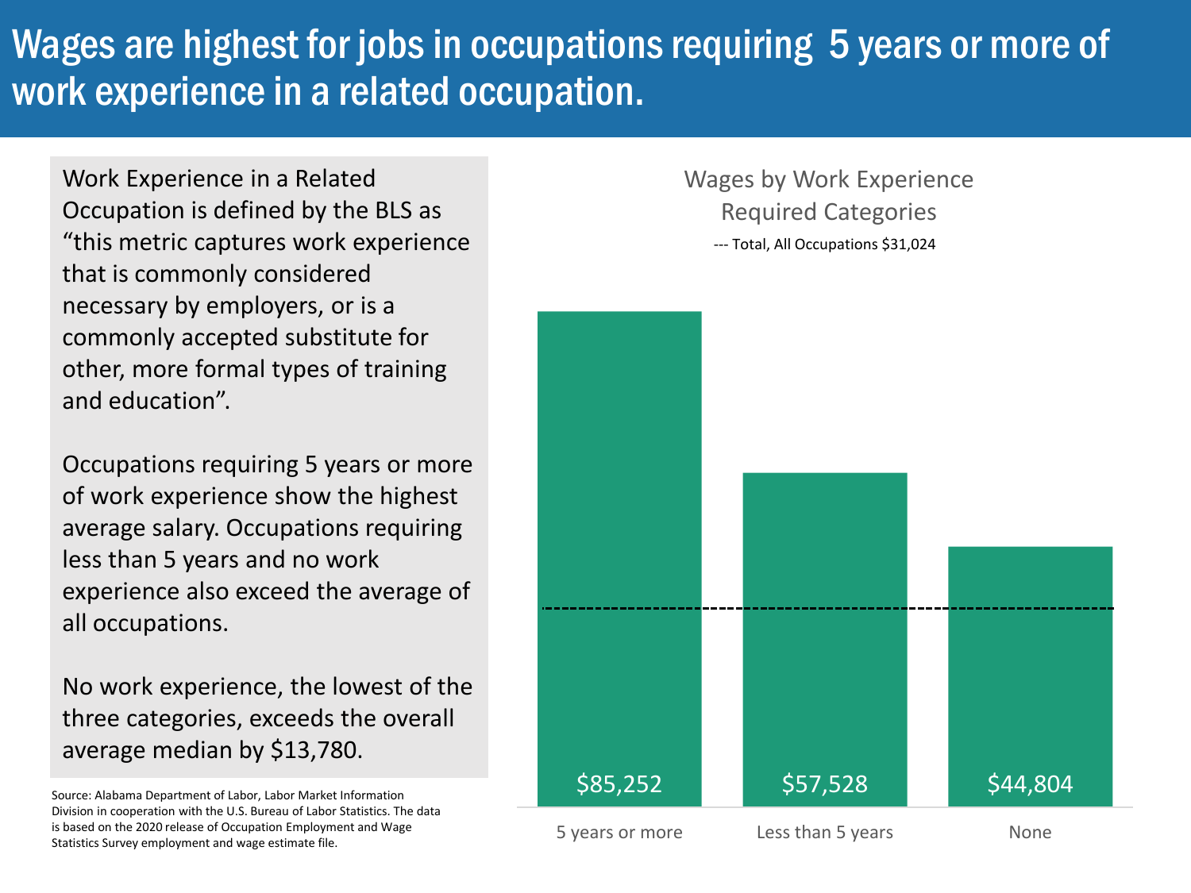# Wages are highest for jobs in occupations requiring 5 years or more of work experience in a related occupation.

Work Experience in a Related Occupation is defined by the BLS as "this metric captures work experience that is commonly considered necessary by employers, or is a commonly accepted substitute for other, more formal types of training and education".

Occupations requiring 5 years or more of work experience show the highest average salary. Occupations requiring less than 5 years and no work experience also exceed the average of all occupations.

No work experience, the lowest of the three categories, exceeds the overall average median by $13,780.

Source: Alabama Department of Labor, Labor Market Information Division in cooperation with the U.S. Bureau of Labor Statistics. The data is based on the 2020 release of Occupation Employment and Wage Statistics Survey employment and wage estimate file.

## Wages by Work Experience Required Categories

--- Total, All Occupations $31,024

| Work Experience | Wage |
| --- | --- |
| 5 years or more | $85,252 |
| Less than 5 years | $57,528 |
| None | $44,804 |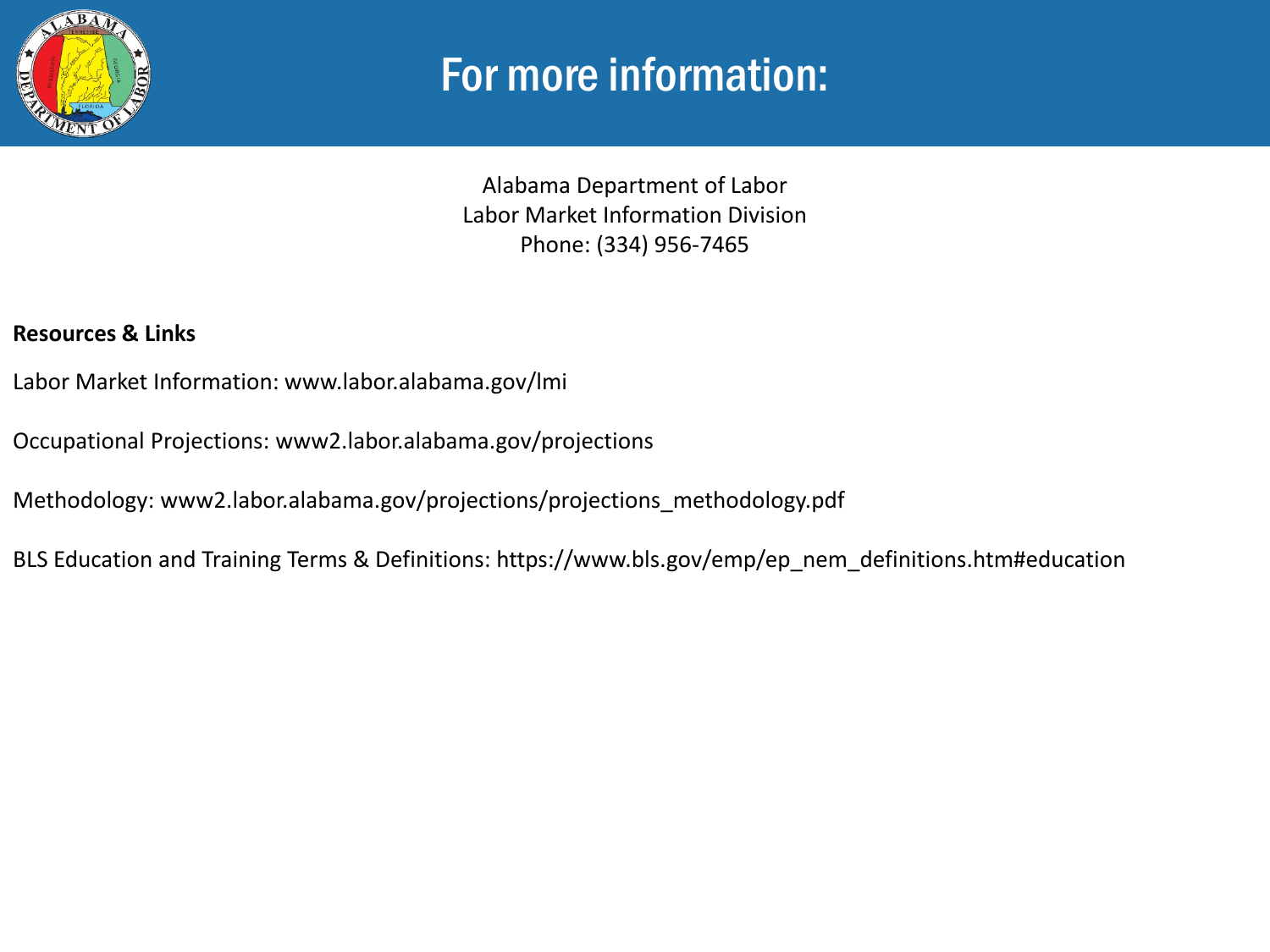# For more information:

Alabama Department of Labor
Labor Market Information Division
Phone: (334) 956-7465

**Resources & Links**

Labor Market Information: www.labor.alabama.gov/lmi

Occupational Projections: www2.labor.alabama.gov/projections

Methodology: www2.labor.alabama.gov/projections/projections_methodology.pdf

BLS Education and Training Terms & Definitions: https://www.bls.gov/emp/ep_nem_definitions.htm#education